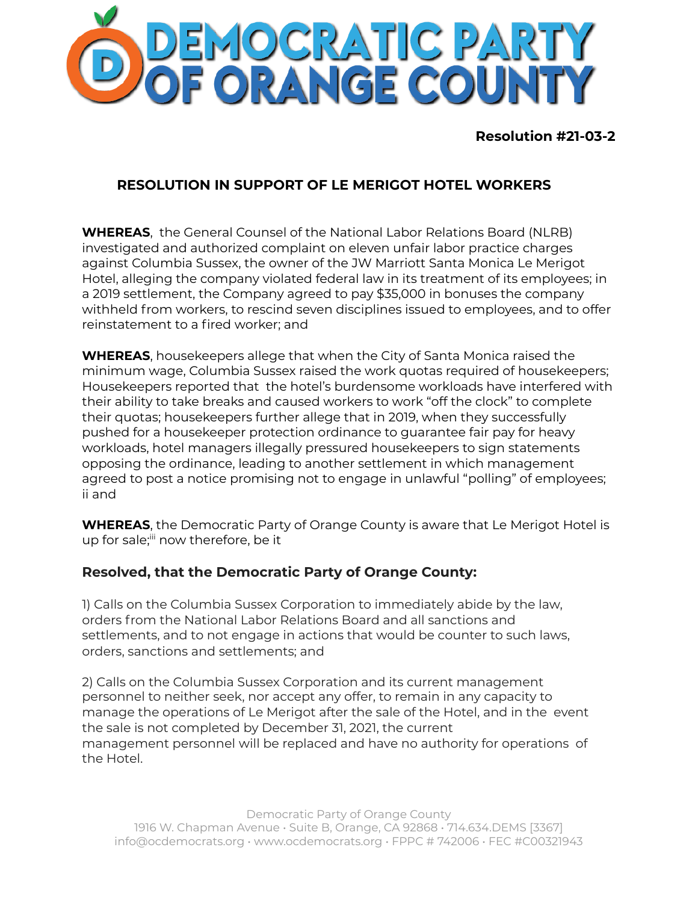# DEMOCRATIC PARTY OF ORANGE COUNTY

**Resolution #21-03-2**

## RESOLUTION IN SUPPORT OF LE MERIGOT HOTEL WORKERS

**WHEREAS**, the General Counsel of the National Labor Relations Board (NLRB) investigated and authorized complaint on eleven unfair labor practice charges against Columbia Sussex, the owner of the JW Marriott Santa Monica Le Merigot Hotel, alleging the company violated federal law in its treatment of its employees; in a 2019 settlement, the Company agreed to pay $35,000 in bonuses the company withheld from workers, to rescind seven disciplines issued to employees, and to offer reinstatement to a fired worker; and

**WHEREAS**, housekeepers allege that when the City of Santa Monica raised the minimum wage, Columbia Sussex raised the work quotas required of housekeepers; Housekeepers reported that the hotel's burdensome workloads have interfered with their ability to take breaks and caused workers to work "off the clock" to complete their quotas; housekeepers further allege that in 2019, when they successfully pushed for a housekeeper protection ordinance to guarantee fair pay for heavy workloads, hotel managers illegally pressured housekeepers to sign statements opposing the ordinance, leading to another settlement in which management agreed to post a notice promising not to engage in unlawful "polling" of employees; ii and

**WHEREAS**, the Democratic Party of Orange County is aware that Le Merigot Hotel is up for sale;[iii] now therefore, be it

### Resolved, that the Democratic Party of Orange County:

1) Calls on the Columbia Sussex Corporation to immediately abide by the law, orders from the National Labor Relations Board and all sanctions and settlements, and to not engage in actions that would be counter to such laws, orders, sanctions and settlements; and

2) Calls on the Columbia Sussex Corporation and its current management personnel to neither seek, nor accept any offer, to remain in any capacity to manage the operations of Le Merigot after the sale of the Hotel, and in the event the sale is not completed by December 31, 2021, the current management personnel will be replaced and have no authority for operations of the Hotel.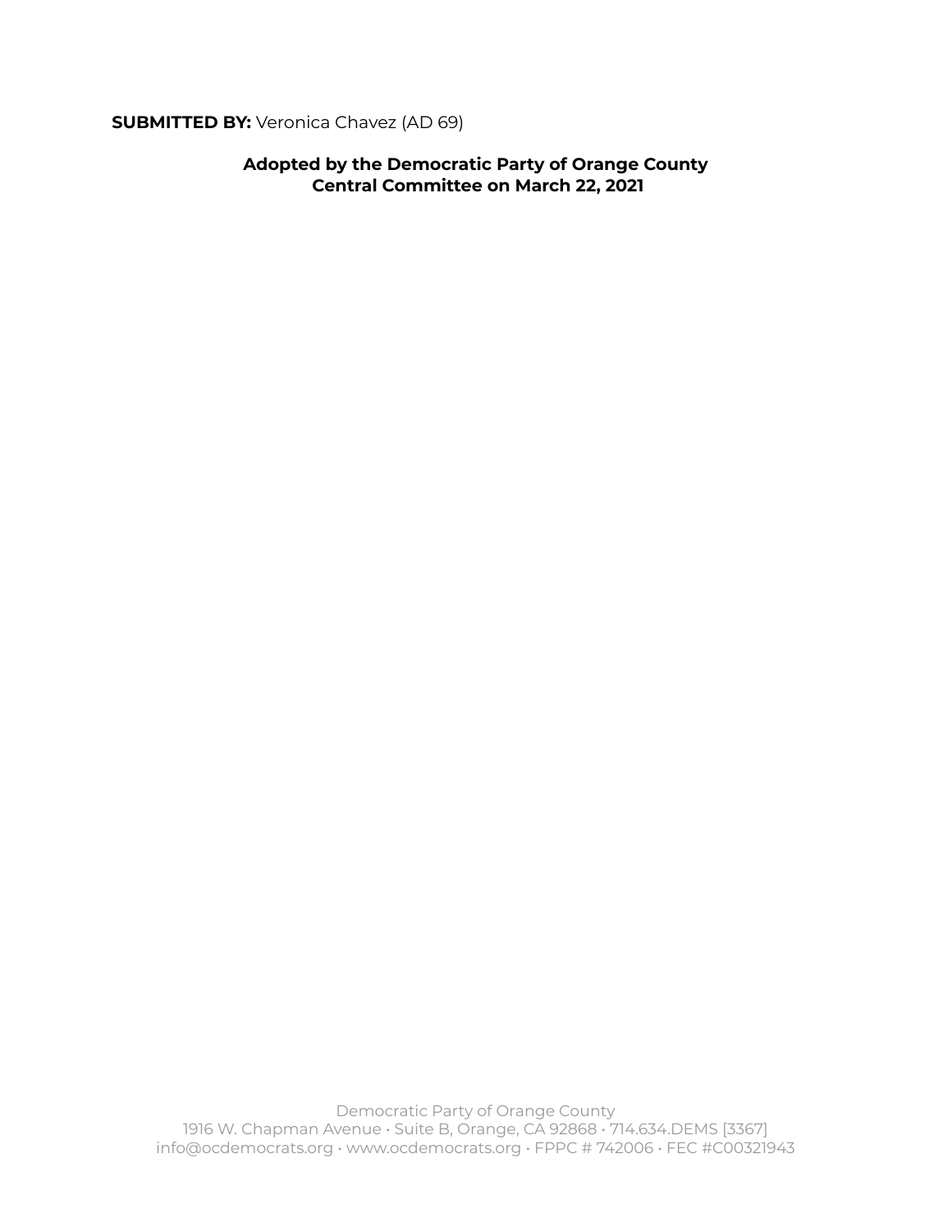**SUBMITTED BY:** Veronica Chavez (AD 69)

**Adopted by the Democratic Party of Orange County Central Committee on March 22, 2021**